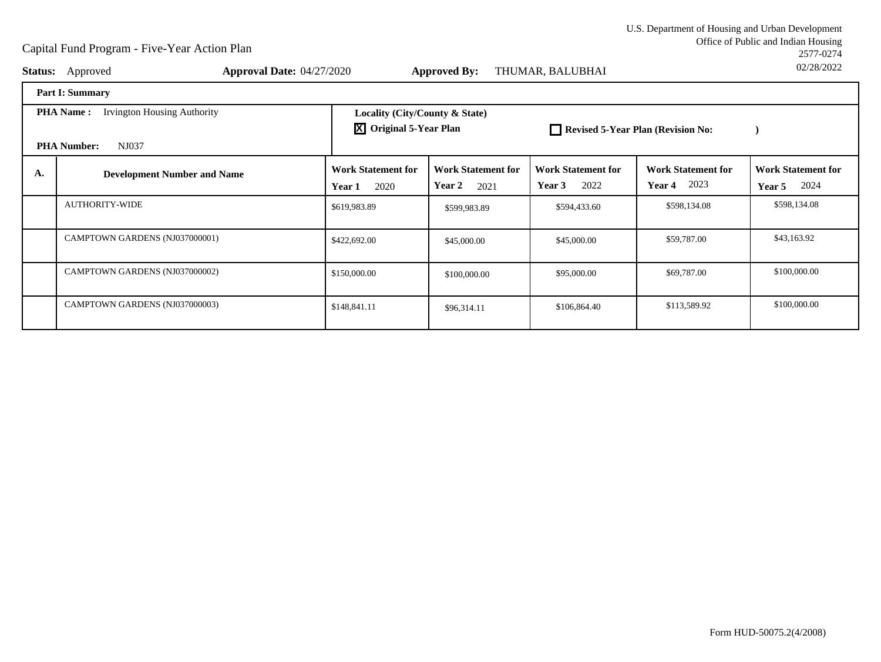U.S. Department of Housing and Urban Development
Office of Public and Indian Housing
2577-0274
02/28/2022

# Capital Fund Program - Five-Year Action Plan

**Status:** Approved **Approval Date:** 04/27/2020 **Approved By:** THUMAR, BALUBHAI

**Part I: Summary**

**PHA Name :** Irvington Housing Authority

**PHA Number:** NJ037

**Locality (City/County & State)**

☒ **Original 5-Year Plan** ☐ **Revised 5-Year Plan (Revision No: )**

| A. | Development Number and Name | Work Statement for Year 1 2020 | Work Statement for Year 2 2021 | Work Statement for Year 3 2022 | Work Statement for Year 4 2023 | Work Statement for Year 5 2024 |
|---|---|---|---|---|---|---|
| | AUTHORITY-WIDE | $619,983.89 | $599,983.89 | $594,433.60 | $598,134.08 | $598,134.08 |
| | CAMPTOWN GARDENS (NJ037000001) | $422,692.00 | $45,000.00 | $45,000.00 | $59,787.00 | $43,163.92 |
| | CAMPTOWN GARDENS (NJ037000002) | $150,000.00 | $100,000.00 | $95,000.00 | $69,787.00 | $100,000.00 |
| | CAMPTOWN GARDENS (NJ037000003) | $148,841.11 | $96,314.11 | $106,864.40 | $113,589.92 | $100,000.00 |

Form HUD-50075.2(4/2008)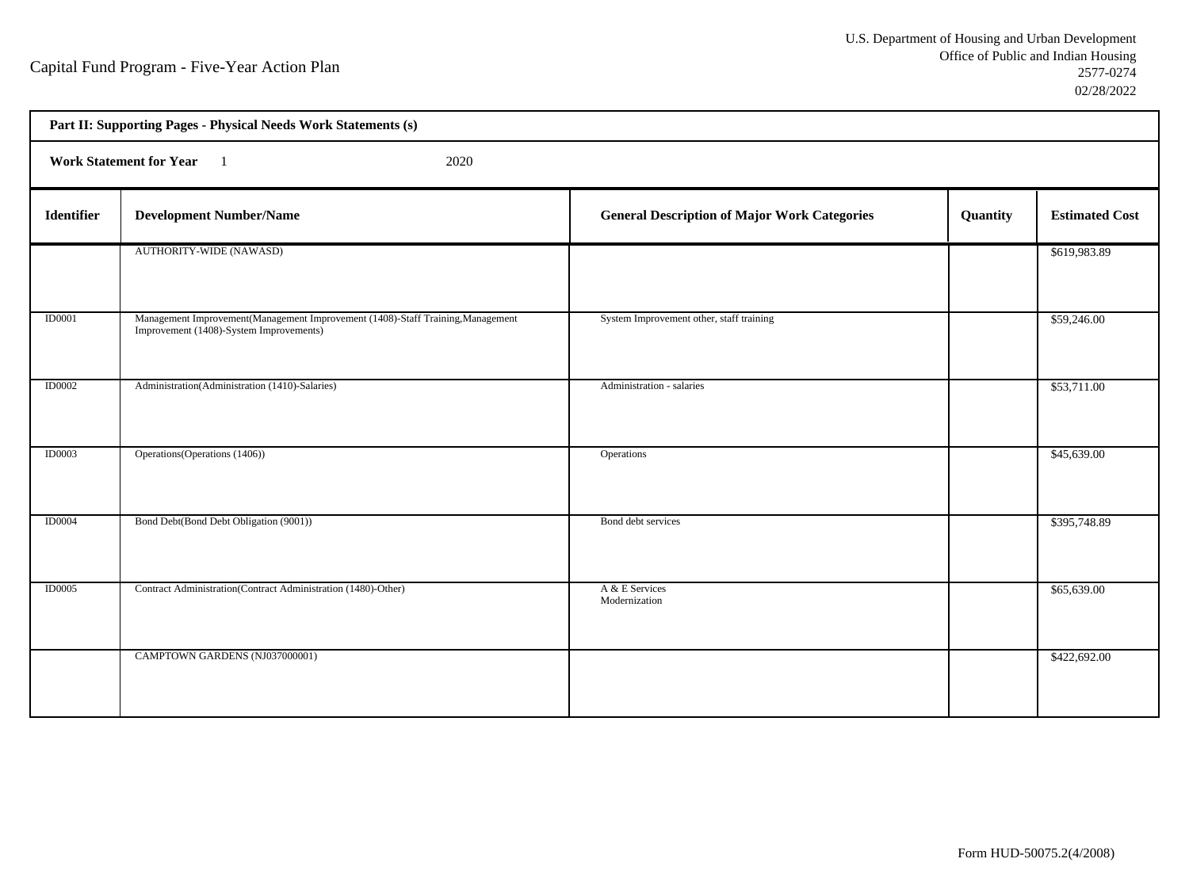Capital Fund Program - Five-Year Action Plan

U.S. Department of Housing and Urban Development
Office of Public and Indian Housing
2577-0274
02/28/2022

**Part II: Supporting Pages - Physical Needs Work Statements (s)**

**Work Statement for Year** 1 2020

| Identifier | Development Number/Name | General Description of Major Work Categories | Quantity | Estimated Cost |
|---|---|---|---|---|
| | AUTHORITY-WIDE (NAWASD) | | | $619,983.89 |
| ID0001 | Management Improvement(Management Improvement (1408)-Staff Training,Management Improvement (1408)-System Improvements) | System Improvement other, staff training | | $59,246.00 |
| ID0002 | Administration(Administration (1410)-Salaries) | Administration - salaries | | $53,711.00 |
| ID0003 | Operations(Operations (1406)) | Operations | | $45,639.00 |
| ID0004 | Bond Debt(Bond Debt Obligation (9001)) | Bond debt services | | $395,748.89 |
| ID0005 | Contract Administration(Contract Administration (1480)-Other) | A & E Services<br>Modernization | | $65,639.00 |
| | CAMPTOWN GARDENS (NJ037000001) | | | $422,692.00 |

Form HUD-50075.2(4/2008)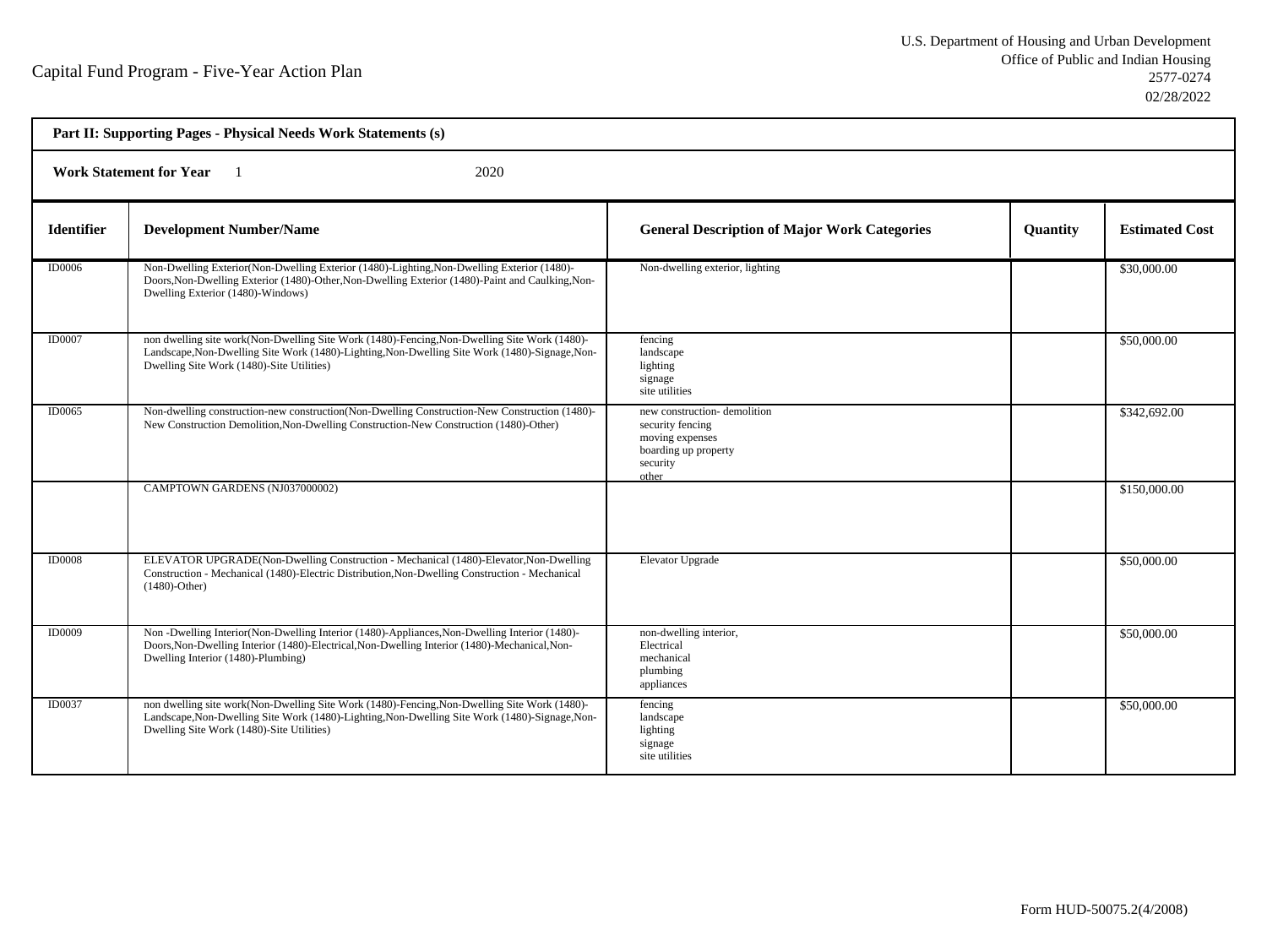# Capital Fund Program - Five-Year Action Plan

U.S. Department of Housing and Urban Development
Office of Public and Indian Housing
2577-0274
02/28/2022

## Part II: Supporting Pages - Physical Needs Work Statements (s)

**Work Statement for Year** 1 2020

| Identifier | Development Number/Name | General Description of Major Work Categories | Quantity | Estimated Cost |
|---|---|---|---|---|
| ID0006 | Non-Dwelling Exterior(Non-Dwelling Exterior (1480)-Lighting,Non-Dwelling Exterior (1480)-Doors,Non-Dwelling Exterior (1480)-Other,Non-Dwelling Exterior (1480)-Paint and Caulking,Non-Dwelling Exterior (1480)-Windows) | Non-dwelling exterior, lighting | | $30,000.00 |
| ID0007 | non dwelling site work(Non-Dwelling Site Work (1480)-Fencing,Non-Dwelling Site Work (1480)-Landscape,Non-Dwelling Site Work (1480)-Lighting,Non-Dwelling Site Work (1480)-Signage,Non-Dwelling Site Work (1480)-Site Utilities) | fencing<br>landscape<br>lighting<br>signage<br>site utilities | | $50,000.00 |
| ID0065 | Non-dwelling construction-new construction(Non-Dwelling Construction-New Construction (1480)-New Construction Demolition,Non-Dwelling Construction-New Construction (1480)-Other) | new construction- demolition<br>security fencing<br>moving expenses<br>boarding up property<br>security<br>other | | $342,692.00 |
| | CAMPTOWN GARDENS (NJ037000002) | | | $150,000.00 |
| ID0008 | ELEVATOR UPGRADE(Non-Dwelling Construction - Mechanical (1480)-Elevator,Non-Dwelling Construction - Mechanical (1480)-Electric Distribution,Non-Dwelling Construction - Mechanical (1480)-Other) | Elevator Upgrade | | $50,000.00 |
| ID0009 | Non -Dwelling Interior(Non-Dwelling Interior (1480)-Appliances,Non-Dwelling Interior (1480)-Doors,Non-Dwelling Interior (1480)-Electrical,Non-Dwelling Interior (1480)-Mechanical,Non-Dwelling Interior (1480)-Plumbing) | non-dwelling interior,<br>Electrical<br>mechanical<br>plumbing<br>appliances | | $50,000.00 |
| ID0037 | non dwelling site work(Non-Dwelling Site Work (1480)-Fencing,Non-Dwelling Site Work (1480)-Landscape,Non-Dwelling Site Work (1480)-Lighting,Non-Dwelling Site Work (1480)-Signage,Non-Dwelling Site Work (1480)-Site Utilities) | fencing<br>landscape<br>lighting<br>signage<br>site utilities | | $50,000.00 |

Form HUD-50075.2(4/2008)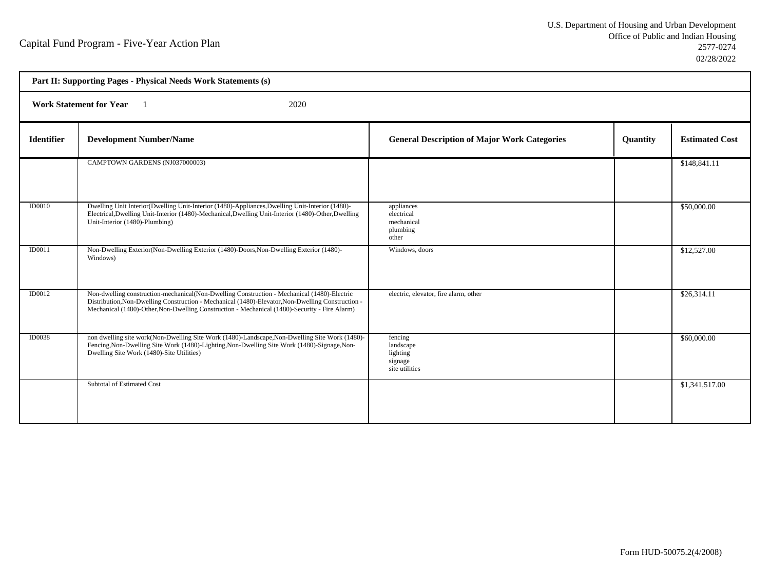Capital Fund Program - Five-Year Action Plan

U.S. Department of Housing and Urban Development
Office of Public and Indian Housing
2577-0274
02/28/2022

**Part II: Supporting Pages - Physical Needs Work Statements (s)**

**Work Statement for Year** 1 2020

| Identifier | Development Number/Name | General Description of Major Work Categories | Quantity | Estimated Cost |
|---|---|---|---|---|
| | CAMPTOWN GARDENS (NJ037000003) | | | $148,841.11 |
| ID0010 | Dwelling Unit Interior(Dwelling Unit-Interior (1480)-Appliances,Dwelling Unit-Interior (1480)-Electrical,Dwelling Unit-Interior (1480)-Mechanical,Dwelling Unit-Interior (1480)-Other,Dwelling Unit-Interior (1480)-Plumbing) | appliances electrical mechanical plumbing other | | $50,000.00 |
| ID0011 | Non-Dwelling Exterior(Non-Dwelling Exterior (1480)-Doors,Non-Dwelling Exterior (1480)-Windows) | Windows, doors | | $12,527.00 |
| ID0012 | Non-dwelling construction-mechanical(Non-Dwelling Construction - Mechanical (1480)-Electric Distribution,Non-Dwelling Construction - Mechanical (1480)-Elevator,Non-Dwelling Construction - Mechanical (1480)-Other,Non-Dwelling Construction - Mechanical (1480)-Security - Fire Alarm) | electric, elevator, fire alarm, other | | $26,314.11 |
| ID0038 | non dwelling site work(Non-Dwelling Site Work (1480)-Landscape,Non-Dwelling Site Work (1480)-Fencing,Non-Dwelling Site Work (1480)-Lighting,Non-Dwelling Site Work (1480)-Signage,Non-Dwelling Site Work (1480)-Site Utilities) | fencing landscape lighting signage site utilities | | $60,000.00 |
| | Subtotal of Estimated Cost | | | $1,341,517.00 |

Form HUD-50075.2(4/2008)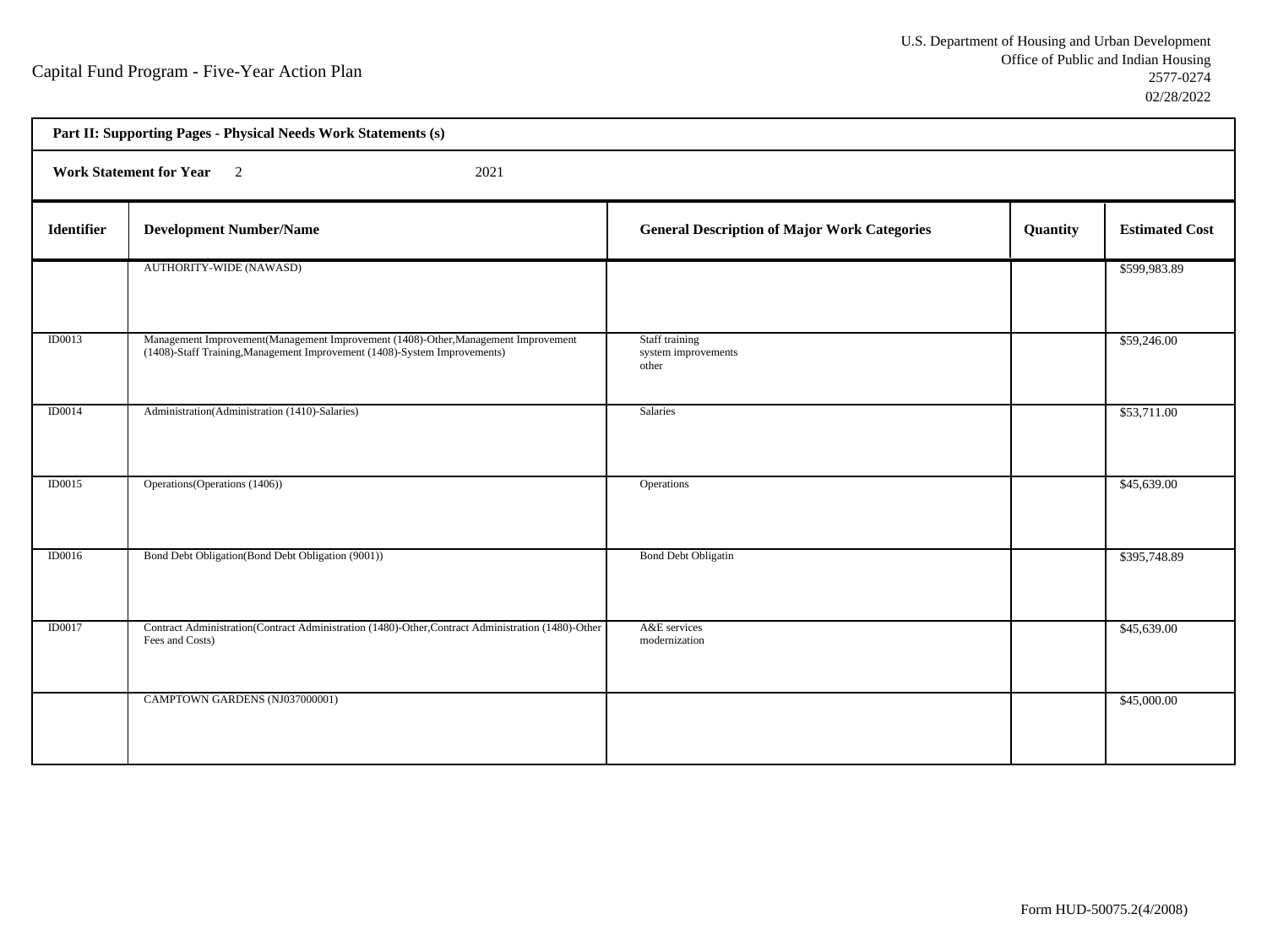Capital Fund Program - Five-Year Action Plan

U.S. Department of Housing and Urban Development
Office of Public and Indian Housing
2577-0274
02/28/2022

**Part II: Supporting Pages - Physical Needs Work Statements (s)**

**Work Statement for Year** 2 2021

| Identifier | Development Number/Name | General Description of Major Work Categories | Quantity | Estimated Cost |
|---|---|---|---|---|
| | AUTHORITY-WIDE (NAWASD) | | | $599,983.89 |
| ID0013 | Management Improvement(Management Improvement (1408)-Other,Management Improvement (1408)-Staff Training,Management Improvement (1408)-System Improvements) | Staff training system improvements other | | $59,246.00 |
| ID0014 | Administration(Administration (1410)-Salaries) | Salaries | | $53,711.00 |
| ID0015 | Operations(Operations (1406)) | Operations | | $45,639.00 |
| ID0016 | Bond Debt Obligation(Bond Debt Obligation (9001)) | Bond Debt Obligatin | | $395,748.89 |
| ID0017 | Contract Administration(Contract Administration (1480)-Other,Contract Administration (1480)-Other Fees and Costs) | A&E services modernization | | $45,639.00 |
| | CAMPTOWN GARDENS (NJ037000001) | | | $45,000.00 |

Form HUD-50075.2(4/2008)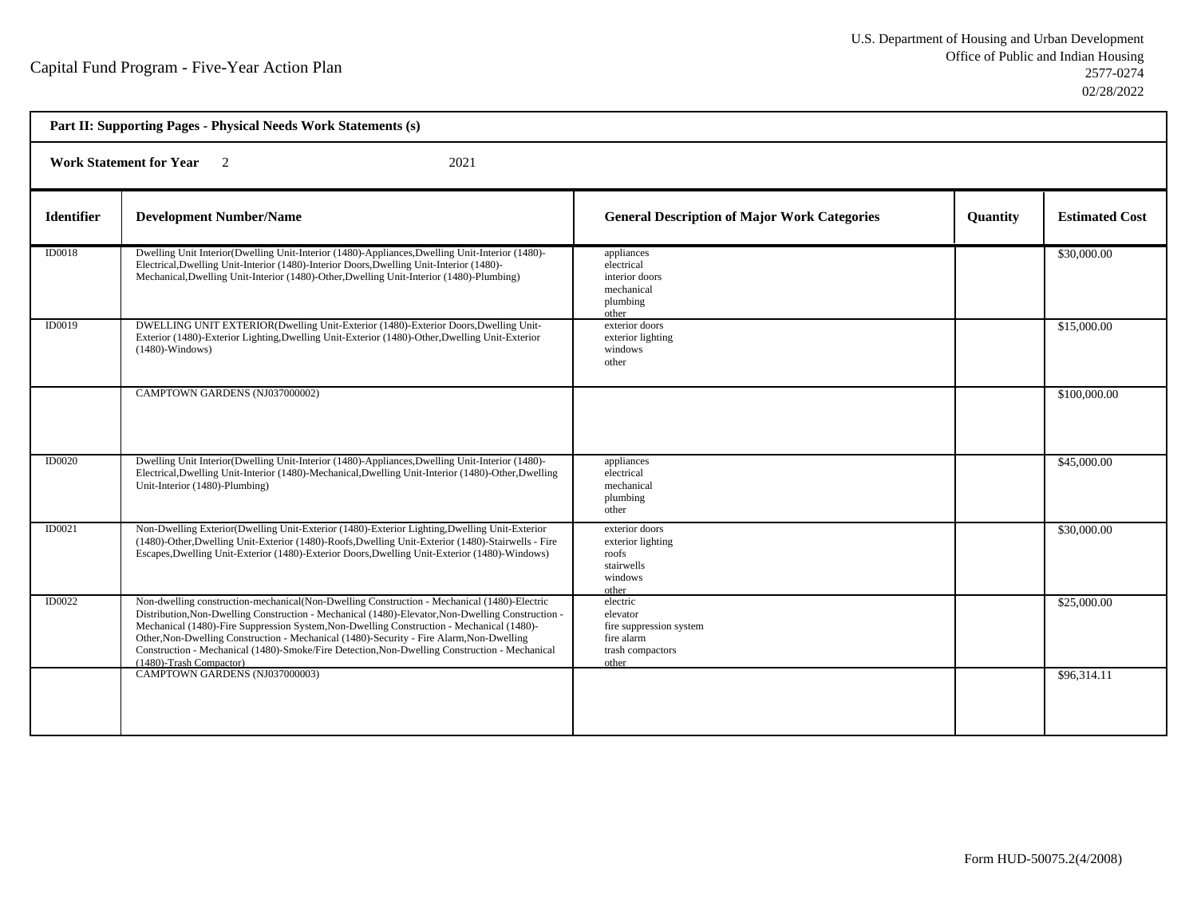Capital Fund Program - Five-Year Action Plan

U.S. Department of Housing and Urban Development
Office of Public and Indian Housing
2577-0274
02/28/2022

**Part II: Supporting Pages - Physical Needs Work Statements (s)**

**Work Statement for Year** 2 2021

| Identifier | Development Number/Name | General Description of Major Work Categories | Quantity | Estimated Cost |
|---|---|---|---|---|
| ID0018 | Dwelling Unit Interior(Dwelling Unit-Interior (1480)-Appliances,Dwelling Unit-Interior (1480)-Electrical,Dwelling Unit-Interior (1480)-Interior Doors,Dwelling Unit-Interior (1480)-Mechanical,Dwelling Unit-Interior (1480)-Other,Dwelling Unit-Interior (1480)-Plumbing) | appliances<br>electrical<br>interior doors<br>mechanical<br>plumbing<br>other | | $30,000.00 |
| ID0019 | DWELLING UNIT EXTERIOR(Dwelling Unit-Exterior (1480)-Exterior Doors,Dwelling Unit-Exterior (1480)-Exterior Lighting,Dwelling Unit-Exterior (1480)-Other,Dwelling Unit-Exterior (1480)-Windows) | exterior doors<br>exterior lighting<br>windows<br>other | | $15,000.00 |
| | CAMPTOWN GARDENS (NJ037000002) | | | $100,000.00 |
| ID0020 | Dwelling Unit Interior(Dwelling Unit-Interior (1480)-Appliances,Dwelling Unit-Interior (1480)-Electrical,Dwelling Unit-Interior (1480)-Mechanical,Dwelling Unit-Interior (1480)-Other,Dwelling Unit-Interior (1480)-Plumbing) | appliances<br>electrical<br>mechanical<br>plumbing<br>other | | $45,000.00 |
| ID0021 | Non-Dwelling Exterior(Dwelling Unit-Exterior (1480)-Exterior Lighting,Dwelling Unit-Exterior (1480)-Other,Dwelling Unit-Exterior (1480)-Roofs,Dwelling Unit-Exterior (1480)-Stairwells - Fire Escapes,Dwelling Unit-Exterior (1480)-Exterior Doors,Dwelling Unit-Exterior (1480)-Windows) | exterior doors<br>exterior lighting<br>roofs<br>stairwells<br>windows<br>other | | $30,000.00 |
| ID0022 | Non-dwelling construction-mechanical(Non-Dwelling Construction - Mechanical (1480)-Electric Distribution,Non-Dwelling Construction - Mechanical (1480)-Elevator,Non-Dwelling Construction - Mechanical (1480)-Fire Suppression System,Non-Dwelling Construction - Mechanical (1480)-Other,Non-Dwelling Construction - Mechanical (1480)-Security - Fire Alarm,Non-Dwelling Construction - Mechanical (1480)-Smoke/Fire Detection,Non-Dwelling Construction - Mechanical (1480)-Trash Compactor) | electric<br>elevator<br>fire suppression system<br>fire alarm<br>trash compactors<br>other | | $25,000.00 |
| | CAMPTOWN GARDENS (NJ037000003) | | | $96,314.11 |

Form HUD-50075.2(4/2008)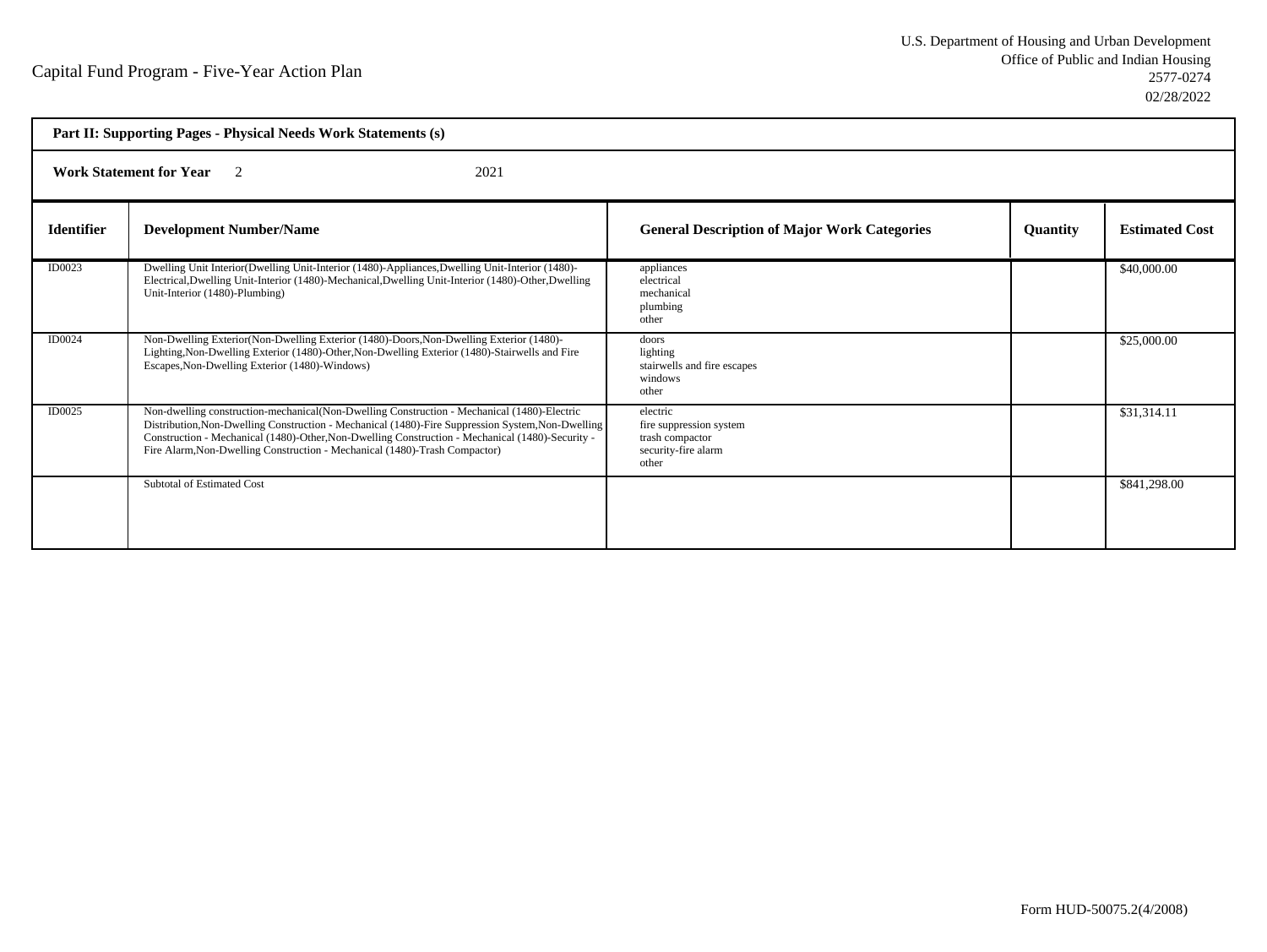Capital Fund Program - Five-Year Action Plan

U.S. Department of Housing and Urban Development
Office of Public and Indian Housing
2577-0274
02/28/2022

**Part II: Supporting Pages - Physical Needs Work Statements (s)**

**Work Statement for Year** 2 2021

| Identifier | Development Number/Name | General Description of Major Work Categories | Quantity | Estimated Cost |
|---|---|---|---|---|
| ID0023 | Dwelling Unit Interior(Dwelling Unit-Interior (1480)-Appliances,Dwelling Unit-Interior (1480)-Electrical,Dwelling Unit-Interior (1480)-Mechanical,Dwelling Unit-Interior (1480)-Other,Dwelling Unit-Interior (1480)-Plumbing) | appliances<br>electrical<br>mechanical<br>plumbing<br>other | | $40,000.00 |
| ID0024 | Non-Dwelling Exterior(Non-Dwelling Exterior (1480)-Doors,Non-Dwelling Exterior (1480)-Lighting,Non-Dwelling Exterior (1480)-Other,Non-Dwelling Exterior (1480)-Stairwells and Fire Escapes,Non-Dwelling Exterior (1480)-Windows) | doors<br>lighting<br>stairwells and fire escapes<br>windows<br>other | | $25,000.00 |
| ID0025 | Non-dwelling construction-mechanical(Non-Dwelling Construction - Mechanical (1480)-Electric Distribution,Non-Dwelling Construction - Mechanical (1480)-Fire Suppression System,Non-Dwelling Construction - Mechanical (1480)-Other,Non-Dwelling Construction - Mechanical (1480)-Security - Fire Alarm,Non-Dwelling Construction - Mechanical (1480)-Trash Compactor) | electric<br>fire suppression system<br>trash compactor<br>security-fire alarm<br>other | | $31,314.11 |
| | Subtotal of Estimated Cost | | | $841,298.00 |

Form HUD-50075.2(4/2008)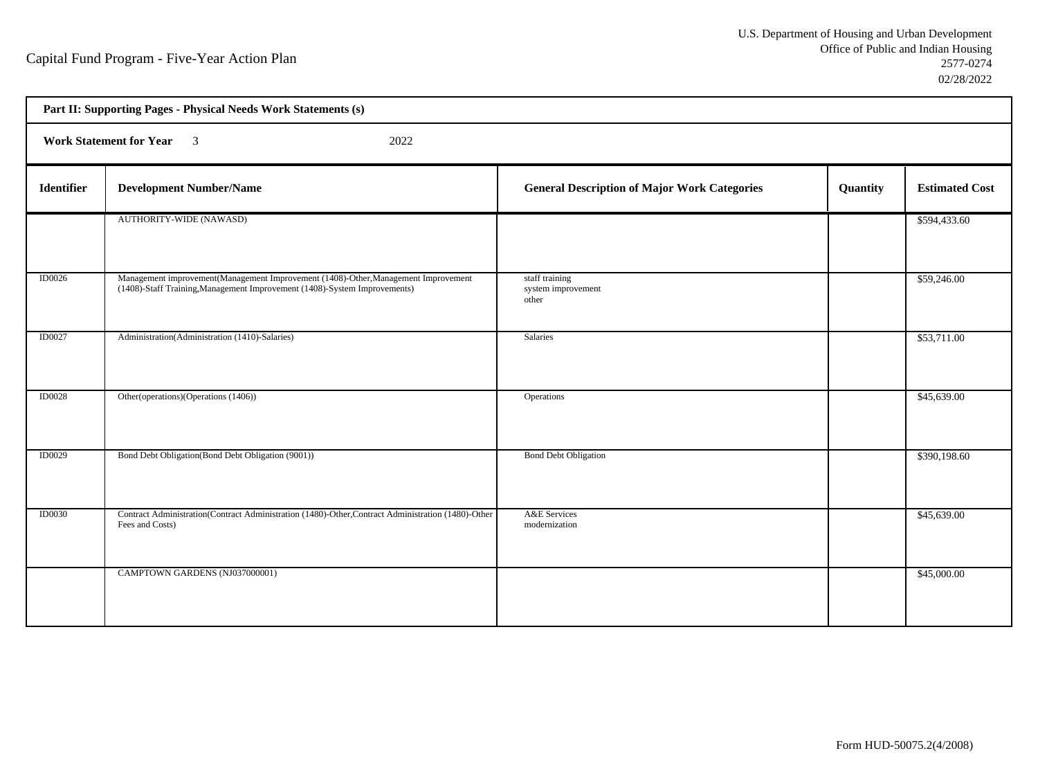Capital Fund Program - Five-Year Action Plan

U.S. Department of Housing and Urban Development
Office of Public and Indian Housing
2577-0274
02/28/2022

**Part II: Supporting Pages - Physical Needs Work Statements (s)**

**Work Statement for Year** 3 2022

| Identifier | Development Number/Name | General Description of Major Work Categories | Quantity | Estimated Cost |
|---|---|---|---|---|
| | AUTHORITY-WIDE (NAWASD) | | | $594,433.60 |
| ID0026 | Management improvement(Management Improvement (1408)-Other,Management Improvement (1408)-Staff Training,Management Improvement (1408)-System Improvements) | staff training<br>system improvement<br>other | | $59,246.00 |
| ID0027 | Administration(Administration (1410)-Salaries) | Salaries | | $53,711.00 |
| ID0028 | Other(operations)(Operations (1406)) | Operations | | $45,639.00 |
| ID0029 | Bond Debt Obligation(Bond Debt Obligation (9001)) | Bond Debt Obligation | | $390,198.60 |
| ID0030 | Contract Administration(Contract Administration (1480)-Other,Contract Administration (1480)-Other Fees and Costs) | A&E Services<br>modernization | | $45,639.00 |
| | CAMPTOWN GARDENS (NJ037000001) | | | $45,000.00 |

Form HUD-50075.2(4/2008)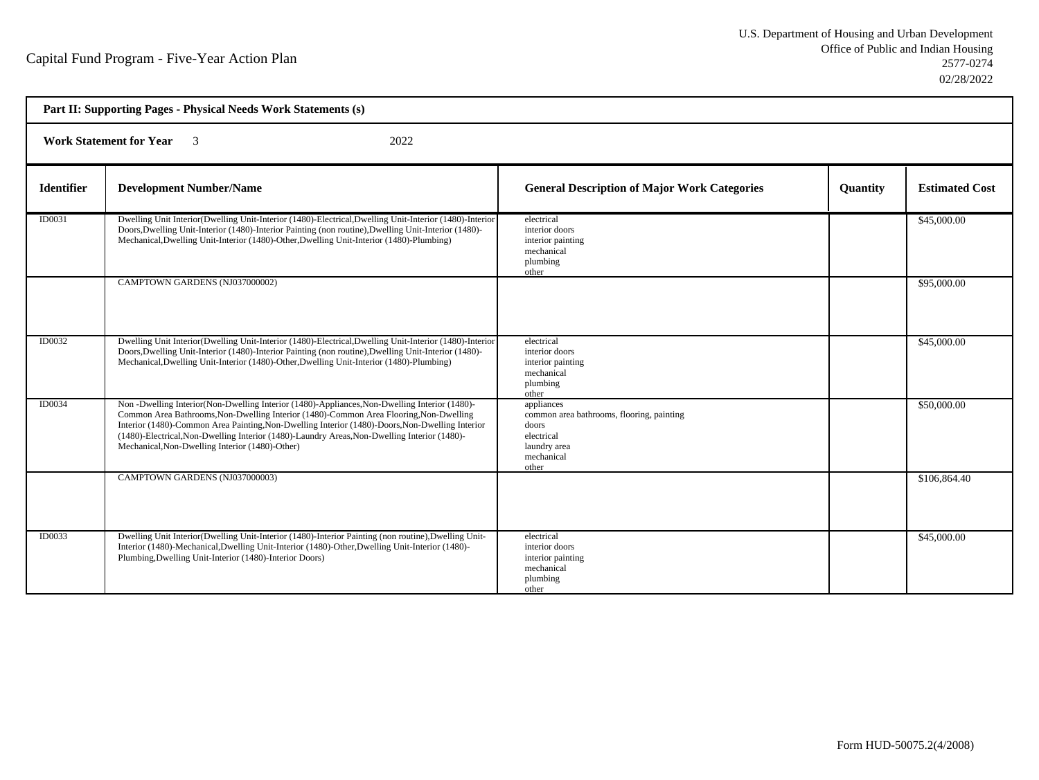Capital Fund Program - Five-Year Action Plan

U.S. Department of Housing and Urban Development
Office of Public and Indian Housing
2577-0274
02/28/2022

| **Part II: Supporting Pages - Physical Needs Work Statements (s)** | | | | |
|---|---|---|---|---|
| **Work Statement for Year** 3 2022 | | | | |
| **Identifier** | **Development Number/Name** | **General Description of Major Work Categories** | **Quantity** | **Estimated Cost** |
| ID0031 | Dwelling Unit Interior(Dwelling Unit-Interior (1480)-Electrical,Dwelling Unit-Interior (1480)-Interior Doors,Dwelling Unit-Interior (1480)-Interior Painting (non routine),Dwelling Unit-Interior (1480)-Mechanical,Dwelling Unit-Interior (1480)-Other,Dwelling Unit-Interior (1480)-Plumbing) | electrical<br>interior doors<br>interior painting<br>mechanical<br>plumbing<br>other | | $45,000.00 |
| | CAMPTOWN GARDENS (NJ037000002) | | | $95,000.00 |
| ID0032 | Dwelling Unit Interior(Dwelling Unit-Interior (1480)-Electrical,Dwelling Unit-Interior (1480)-Interior Doors,Dwelling Unit-Interior (1480)-Interior Painting (non routine),Dwelling Unit-Interior (1480)-Mechanical,Dwelling Unit-Interior (1480)-Other,Dwelling Unit-Interior (1480)-Plumbing) | electrical<br>interior doors<br>interior painting<br>mechanical<br>plumbing<br>other | | $45,000.00 |
| ID0034 | Non -Dwelling Interior(Non-Dwelling Interior (1480)-Appliances,Non-Dwelling Interior (1480)-Common Area Bathrooms,Non-Dwelling Interior (1480)-Common Area Flooring,Non-Dwelling Interior (1480)-Common Area Painting,Non-Dwelling Interior (1480)-Doors,Non-Dwelling Interior (1480)-Electrical,Non-Dwelling Interior (1480)-Laundry Areas,Non-Dwelling Interior (1480)-Mechanical,Non-Dwelling Interior (1480)-Other) | appliances<br>common area bathrooms, flooring, painting<br>doors<br>electrical<br>laundry area<br>mechanical<br>other | | $50,000.00 |
| | CAMPTOWN GARDENS (NJ037000003) | | | $106,864.40 |
| ID0033 | Dwelling Unit Interior(Dwelling Unit-Interior (1480)-Interior Painting (non routine),Dwelling Unit-Interior (1480)-Mechanical,Dwelling Unit-Interior (1480)-Other,Dwelling Unit-Interior (1480)-Plumbing,Dwelling Unit-Interior (1480)-Interior Doors) | electrical<br>interior doors<br>interior painting<br>mechanical<br>plumbing<br>other | | $45,000.00 |

Form HUD-50075.2(4/2008)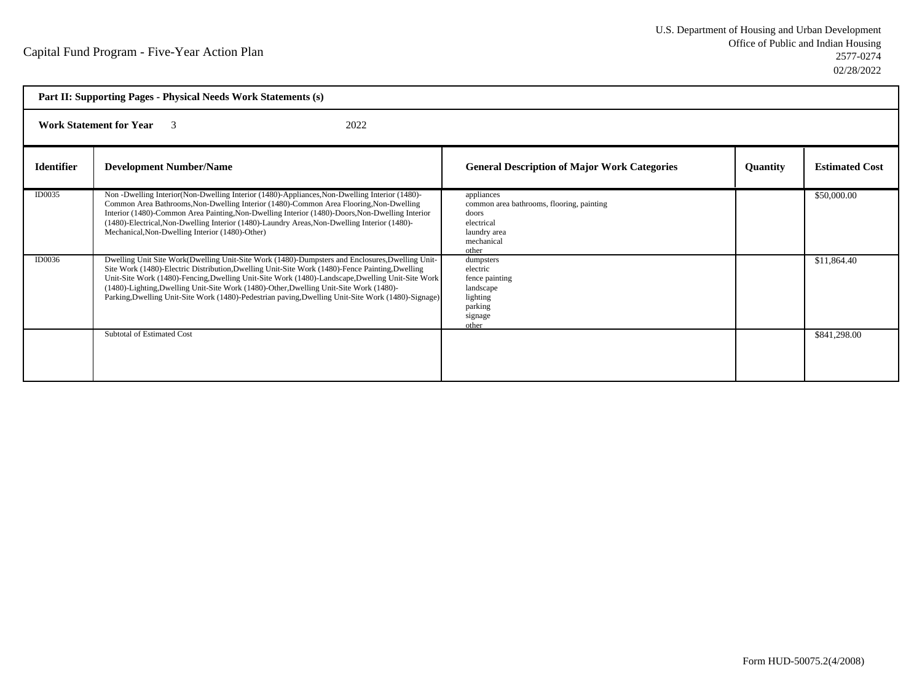Capital Fund Program - Five-Year Action Plan

U.S. Department of Housing and Urban Development
Office of Public and Indian Housing
2577-0274
02/28/2022

**Part II: Supporting Pages - Physical Needs Work Statements (s)**

**Work Statement for Year** 3 2022

| Identifier | Development Number/Name | General Description of Major Work Categories | Quantity | Estimated Cost |
|---|---|---|---|---|
| ID0035 | Non -Dwelling Interior(Non-Dwelling Interior (1480)-Appliances,Non-Dwelling Interior (1480)-Common Area Bathrooms,Non-Dwelling Interior (1480)-Common Area Flooring,Non-Dwelling Interior (1480)-Common Area Painting,Non-Dwelling Interior (1480)-Doors,Non-Dwelling Interior (1480)-Electrical,Non-Dwelling Interior (1480)-Laundry Areas,Non-Dwelling Interior (1480)-Mechanical,Non-Dwelling Interior (1480)-Other) | appliances<br>common area bathrooms, flooring, painting<br>doors<br>electrical<br>laundry area<br>mechanical<br>other | | $50,000.00 |
| ID0036 | Dwelling Unit Site Work(Dwelling Unit-Site Work (1480)-Dumpsters and Enclosures,Dwelling Unit-Site Work (1480)-Electric Distribution,Dwelling Unit-Site Work (1480)-Fence Painting,Dwelling Unit-Site Work (1480)-Fencing,Dwelling Unit-Site Work (1480)-Landscape,Dwelling Unit-Site Work (1480)-Lighting,Dwelling Unit-Site Work (1480)-Other,Dwelling Unit-Site Work (1480)-Parking,Dwelling Unit-Site Work (1480)-Pedestrian paving,Dwelling Unit-Site Work (1480)-Signage) | dumpsters<br>electric<br>fence painting<br>landscape<br>lighting<br>parking<br>signage<br>other | | $11,864.40 |
| | Subtotal of Estimated Cost | | | $841,298.00 |

Form HUD-50075.2(4/2008)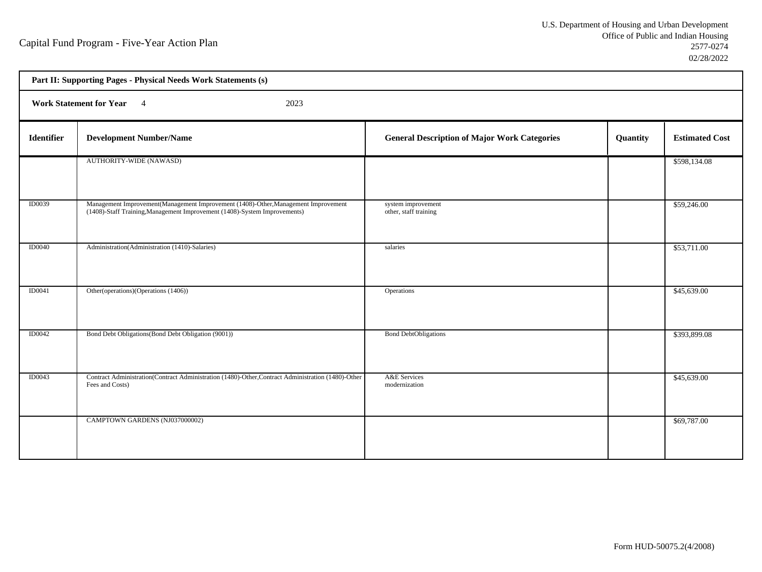Capital Fund Program - Five-Year Action Plan

U.S. Department of Housing and Urban Development
Office of Public and Indian Housing
2577-0274
02/28/2022

**Part II: Supporting Pages - Physical Needs Work Statements (s)**

**Work Statement for Year** 4 2023

| Identifier | Development Number/Name | General Description of Major Work Categories | Quantity | Estimated Cost |
|---|---|---|---|---|
| | AUTHORITY-WIDE (NAWASD) | | | $598,134.08 |
| ID0039 | Management Improvement(Management Improvement (1408)-Other,Management Improvement (1408)-Staff Training,Management Improvement (1408)-System Improvements) | system improvement other, staff training | | $59,246.00 |
| ID0040 | Administration(Administration (1410)-Salaries) | salaries | | $53,711.00 |
| ID0041 | Other(operations)(Operations (1406)) | Operations | | $45,639.00 |
| ID0042 | Bond Debt Obligations(Bond Debt Obligation (9001)) | Bond DebtObligations | | $393,899.08 |
| ID0043 | Contract Administration(Contract Administration (1480)-Other,Contract Administration (1480)-Other Fees and Costs) | A&E Services modernization | | $45,639.00 |
| | CAMPTOWN GARDENS (NJ037000002) | | | $69,787.00 |

Form HUD-50075.2(4/2008)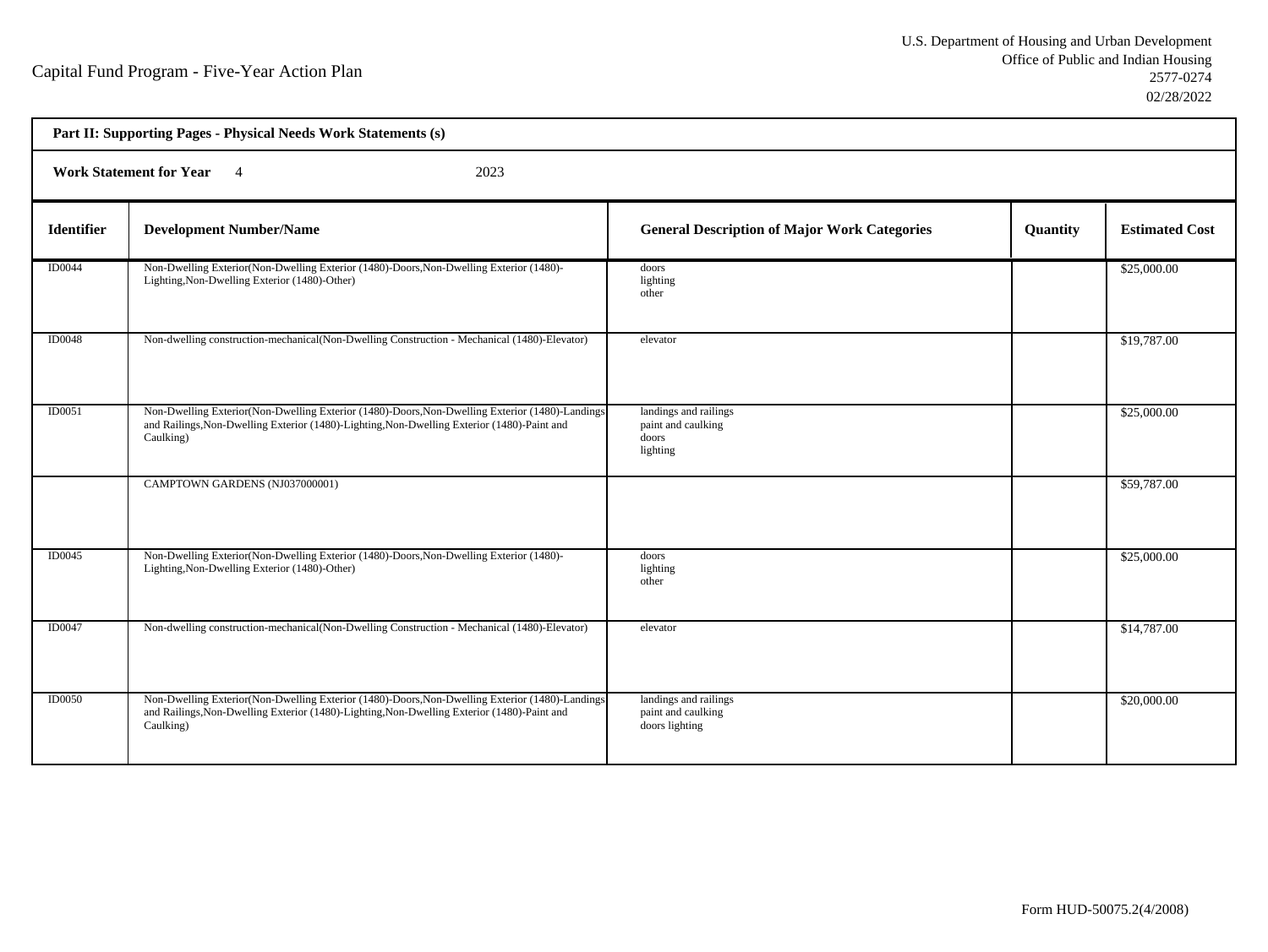Capital Fund Program - Five-Year Action Plan

U.S. Department of Housing and Urban Development
Office of Public and Indian Housing
2577-0274
02/28/2022

**Part II: Supporting Pages - Physical Needs Work Statements (s)**

**Work Statement for Year** 4 2023

| Identifier | Development Number/Name | General Description of Major Work Categories | Quantity | Estimated Cost |
|---|---|---|---|---|
| ID0044 | Non-Dwelling Exterior(Non-Dwelling Exterior (1480)-Doors,Non-Dwelling Exterior (1480)-Lighting,Non-Dwelling Exterior (1480)-Other) | doors<br>lighting<br>other | | $25,000.00 |
| ID0048 | Non-dwelling construction-mechanical(Non-Dwelling Construction - Mechanical (1480)-Elevator) | elevator | | $19,787.00 |
| ID0051 | Non-Dwelling Exterior(Non-Dwelling Exterior (1480)-Doors,Non-Dwelling Exterior (1480)-Landings and Railings,Non-Dwelling Exterior (1480)-Lighting,Non-Dwelling Exterior (1480)-Paint and Caulking) | landings and railings<br>paint and caulking<br>doors<br>lighting | | $25,000.00 |
| | CAMPTOWN GARDENS (NJ037000001) | | | $59,787.00 |
| ID0045 | Non-Dwelling Exterior(Non-Dwelling Exterior (1480)-Doors,Non-Dwelling Exterior (1480)-Lighting,Non-Dwelling Exterior (1480)-Other) | doors<br>lighting<br>other | | $25,000.00 |
| ID0047 | Non-dwelling construction-mechanical(Non-Dwelling Construction - Mechanical (1480)-Elevator) | elevator | | $14,787.00 |
| ID0050 | Non-Dwelling Exterior(Non-Dwelling Exterior (1480)-Doors,Non-Dwelling Exterior (1480)-Landings and Railings,Non-Dwelling Exterior (1480)-Lighting,Non-Dwelling Exterior (1480)-Paint and Caulking) | landings and railings<br>paint and caulking<br>doors lighting | | $20,000.00 |

Form HUD-50075.2(4/2008)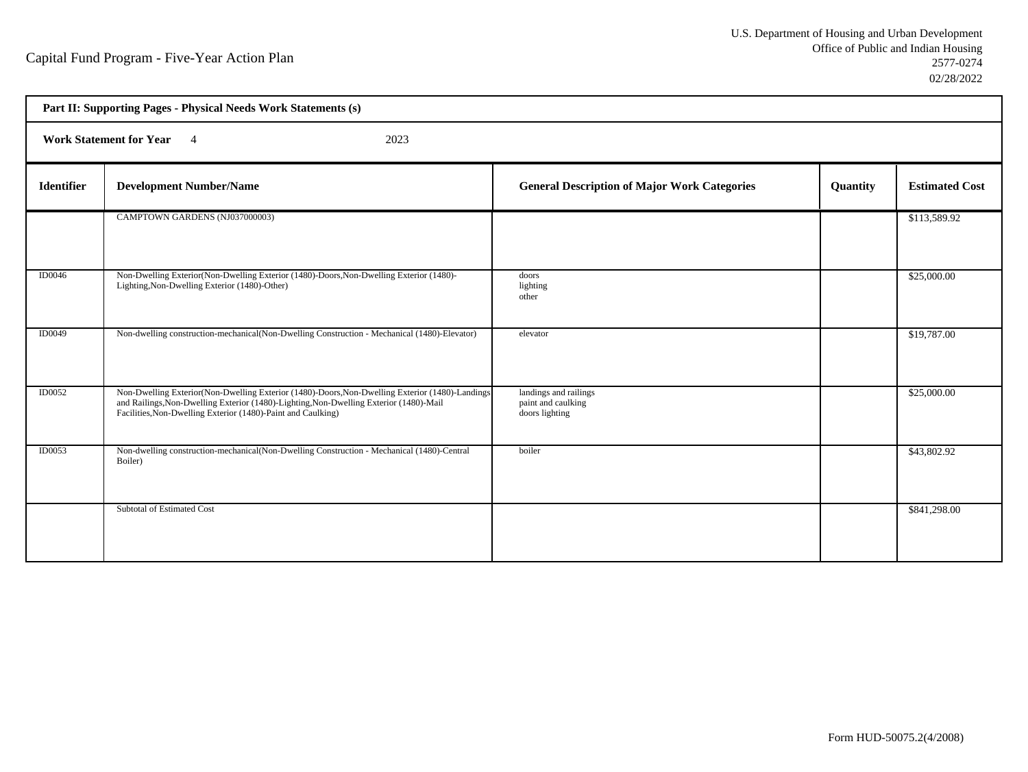Capital Fund Program - Five-Year Action Plan

U.S. Department of Housing and Urban Development
Office of Public and Indian Housing
2577-0274
02/28/2022

**Part II: Supporting Pages - Physical Needs Work Statements (s)**

**Work Statement for Year** 4 2023

| Identifier | Development Number/Name | General Description of Major Work Categories | Quantity | Estimated Cost |
|---|---|---|---|---|
| | CAMPTOWN GARDENS (NJ037000003) | | | $113,589.92 |
| ID0046 | Non-Dwelling Exterior(Non-Dwelling Exterior (1480)-Doors,Non-Dwelling Exterior (1480)-Lighting,Non-Dwelling Exterior (1480)-Other) | doors<br>lighting<br>other | | $25,000.00 |
| ID0049 | Non-dwelling construction-mechanical(Non-Dwelling Construction - Mechanical (1480)-Elevator) | elevator | | $19,787.00 |
| ID0052 | Non-Dwelling Exterior(Non-Dwelling Exterior (1480)-Doors,Non-Dwelling Exterior (1480)-Landings and Railings,Non-Dwelling Exterior (1480)-Lighting,Non-Dwelling Exterior (1480)-Mail Facilities,Non-Dwelling Exterior (1480)-Paint and Caulking) | landings and railings<br>paint and caulking<br>doors lighting | | $25,000.00 |
| ID0053 | Non-dwelling construction-mechanical(Non-Dwelling Construction - Mechanical (1480)-Central Boiler) | boiler | | $43,802.92 |
| | Subtotal of Estimated Cost | | | $841,298.00 |

Form HUD-50075.2(4/2008)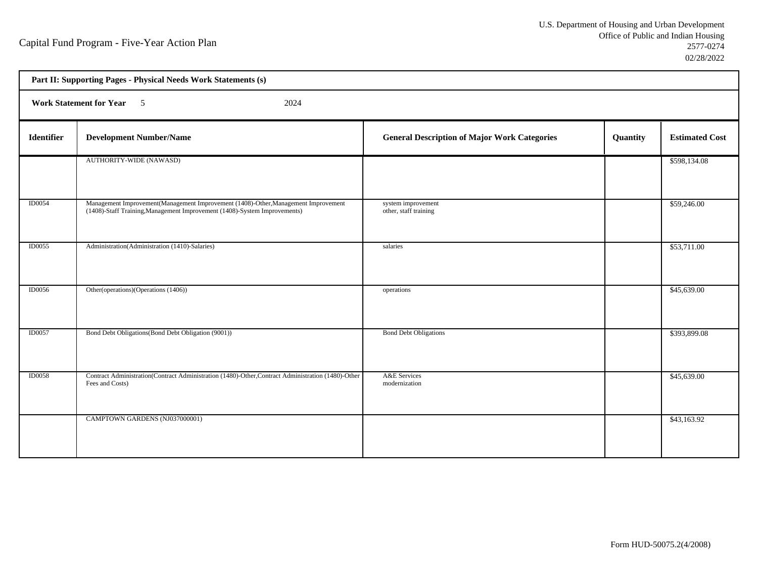Capital Fund Program - Five-Year Action Plan

U.S. Department of Housing and Urban Development
Office of Public and Indian Housing
2577-0274
02/28/2022

**Part II: Supporting Pages - Physical Needs Work Statements (s)**

**Work Statement for Year** 5 2024

| Identifier | Development Number/Name | General Description of Major Work Categories | Quantity | Estimated Cost |
|---|---|---|---|---|
| | AUTHORITY-WIDE (NAWASD) | | | $598,134.08 |
| ID0054 | Management Improvement(Management Improvement (1408)-Other,Management Improvement (1408)-Staff Training,Management Improvement (1408)-System Improvements) | system improvement other, staff training | | $59,246.00 |
| ID0055 | Administration(Administration (1410)-Salaries) | salaries | | $53,711.00 |
| ID0056 | Other(operations)(Operations (1406)) | operations | | $45,639.00 |
| ID0057 | Bond Debt Obligations(Bond Debt Obligation (9001)) | Bond Debt Obligations | | $393,899.08 |
| ID0058 | Contract Administration(Contract Administration (1480)-Other,Contract Administration (1480)-Other Fees and Costs) | A&E Services modernization | | $45,639.00 |
| | CAMPTOWN GARDENS (NJ037000001) | | | $43,163.92 |

Form HUD-50075.2(4/2008)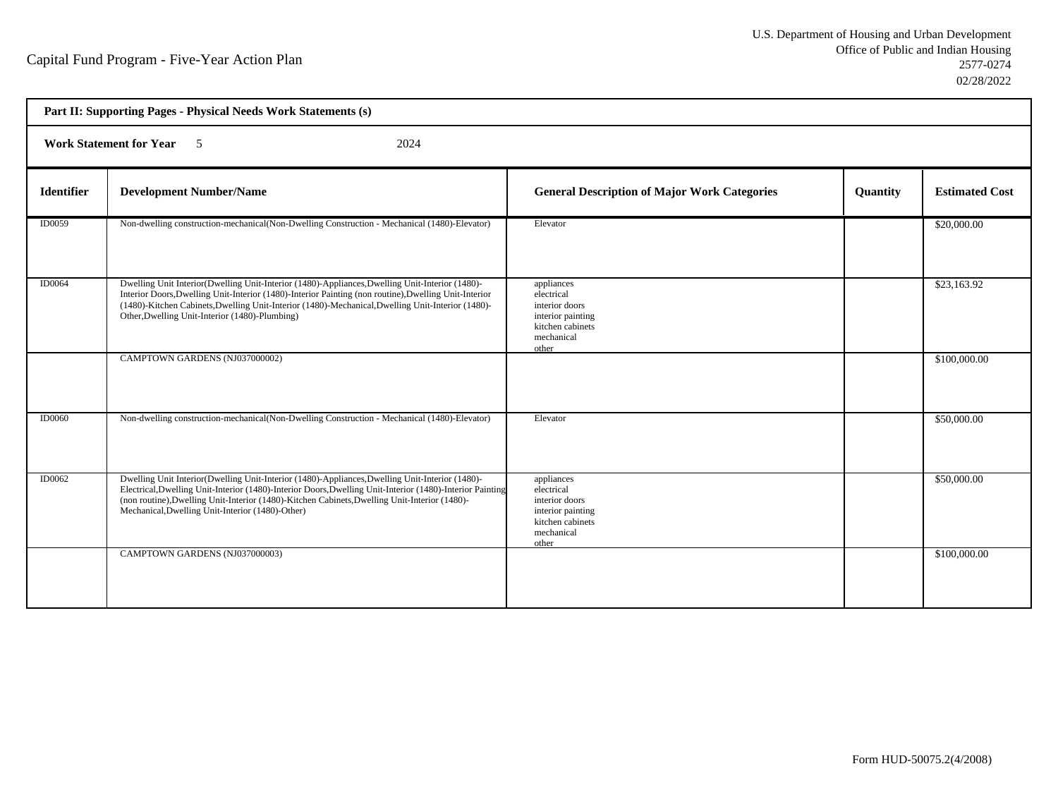Capital Fund Program - Five-Year Action Plan

U.S. Department of Housing and Urban Development
Office of Public and Indian Housing
2577-0274
02/28/2022

**Part II: Supporting Pages - Physical Needs Work Statements (s)**

**Work Statement for Year** 5 2024

| Identifier | Development Number/Name | General Description of Major Work Categories | Quantity | Estimated Cost |
|---|---|---|---|---|
| ID0059 | Non-dwelling construction-mechanical(Non-Dwelling Construction - Mechanical (1480)-Elevator) | Elevator | | $20,000.00 |
| ID0064 | Dwelling Unit Interior(Dwelling Unit-Interior (1480)-Appliances,Dwelling Unit-Interior (1480)-Interior Doors,Dwelling Unit-Interior (1480)-Interior Painting (non routine),Dwelling Unit-Interior (1480)-Kitchen Cabinets,Dwelling Unit-Interior (1480)-Mechanical,Dwelling Unit-Interior (1480)-Other,Dwelling Unit-Interior (1480)-Plumbing) | appliances<br>electrical<br>interior doors<br>interior painting<br>kitchen cabinets<br>mechanical<br>other | | $23,163.92 |
| | CAMPTOWN GARDENS (NJ037000002) | | | $100,000.00 |
| ID0060 | Non-dwelling construction-mechanical(Non-Dwelling Construction - Mechanical (1480)-Elevator) | Elevator | | $50,000.00 |
| ID0062 | Dwelling Unit Interior(Dwelling Unit-Interior (1480)-Appliances,Dwelling Unit-Interior (1480)-Electrical,Dwelling Unit-Interior (1480)-Interior Doors,Dwelling Unit-Interior (1480)-Interior Painting (non routine),Dwelling Unit-Interior (1480)-Kitchen Cabinets,Dwelling Unit-Interior (1480)-Mechanical,Dwelling Unit-Interior (1480)-Other) | appliances<br>electrical<br>interior doors<br>interior painting<br>kitchen cabinets<br>mechanical<br>other | | $50,000.00 |
| | CAMPTOWN GARDENS (NJ037000003) | | | $100,000.00 |

Form HUD-50075.2(4/2008)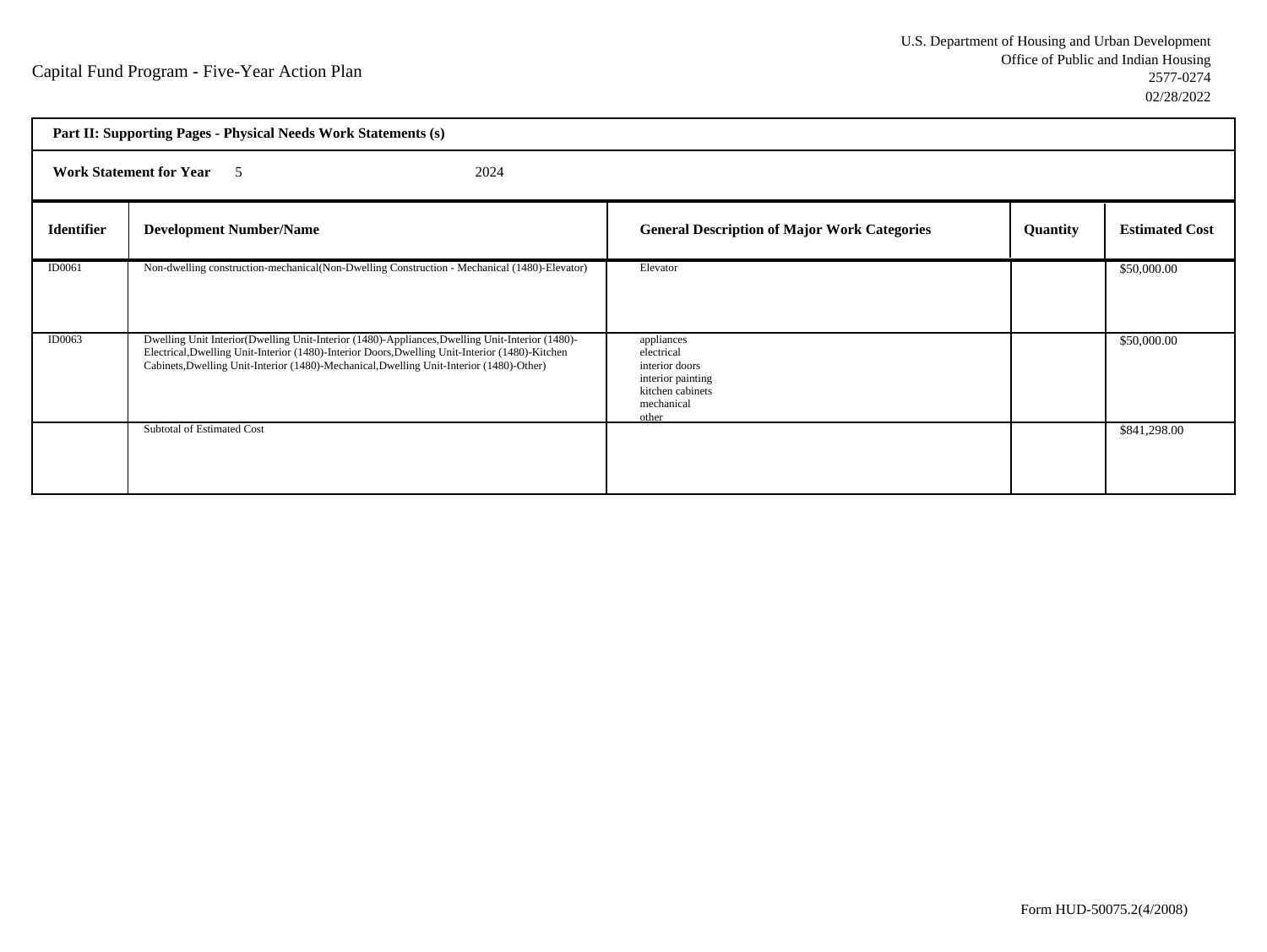Capital Fund Program - Five-Year Action Plan

U.S. Department of Housing and Urban Development
Office of Public and Indian Housing
2577-0274
02/28/2022

**Part II: Supporting Pages - Physical Needs Work Statements (s)**

**Work Statement for Year** 5 2024

| Identifier | Development Number/Name | General Description of Major Work Categories | Quantity | Estimated Cost |
|---|---|---|---|---|
| ID0061 | Non-dwelling construction-mechanical(Non-Dwelling Construction - Mechanical (1480)-Elevator) | Elevator | | $50,000.00 |
| ID0063 | Dwelling Unit Interior(Dwelling Unit-Interior (1480)-Appliances,Dwelling Unit-Interior (1480)-Electrical,Dwelling Unit-Interior (1480)-Interior Doors,Dwelling Unit-Interior (1480)-Kitchen Cabinets,Dwelling Unit-Interior (1480)-Mechanical,Dwelling Unit-Interior (1480)-Other) | appliances<br>electrical<br>interior doors<br>interior painting<br>kitchen cabinets<br>mechanical<br>other | | $50,000.00 |
| | Subtotal of Estimated Cost | | | $841,298.00 |

Form HUD-50075.2(4/2008)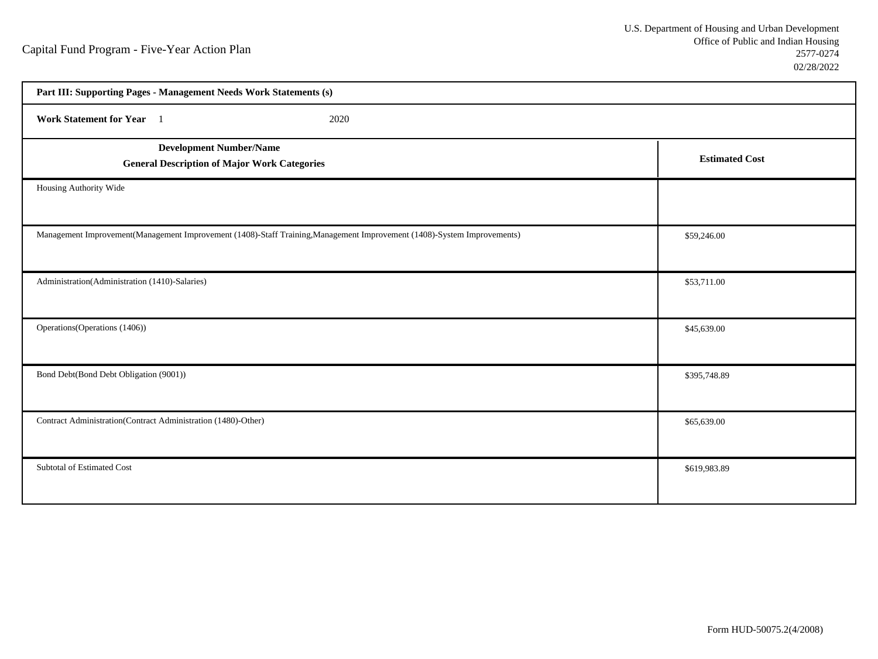Capital Fund Program - Five-Year Action Plan

U.S. Department of Housing and Urban Development
Office of Public and Indian Housing
2577-0274
02/28/2022

| **Part III: Supporting Pages - Management Needs Work Statements (s)** | |
|---|---|
| **Work Statement for Year** 1 2020 | |
| **Development Number/Name**<br>**General Description of Major Work Categories** | **Estimated Cost** |
| Housing Authority Wide | |
| Management Improvement(Management Improvement (1408)-Staff Training,Management Improvement (1408)-System Improvements) | $59,246.00 |
| Administration(Administration (1410)-Salaries) | $53,711.00 |
| Operations(Operations (1406)) | $45,639.00 |
| Bond Debt(Bond Debt Obligation (9001)) | $395,748.89 |
| Contract Administration(Contract Administration (1480)-Other) | $65,639.00 |
| Subtotal of Estimated Cost | $619,983.89 |

Form HUD-50075.2(4/2008)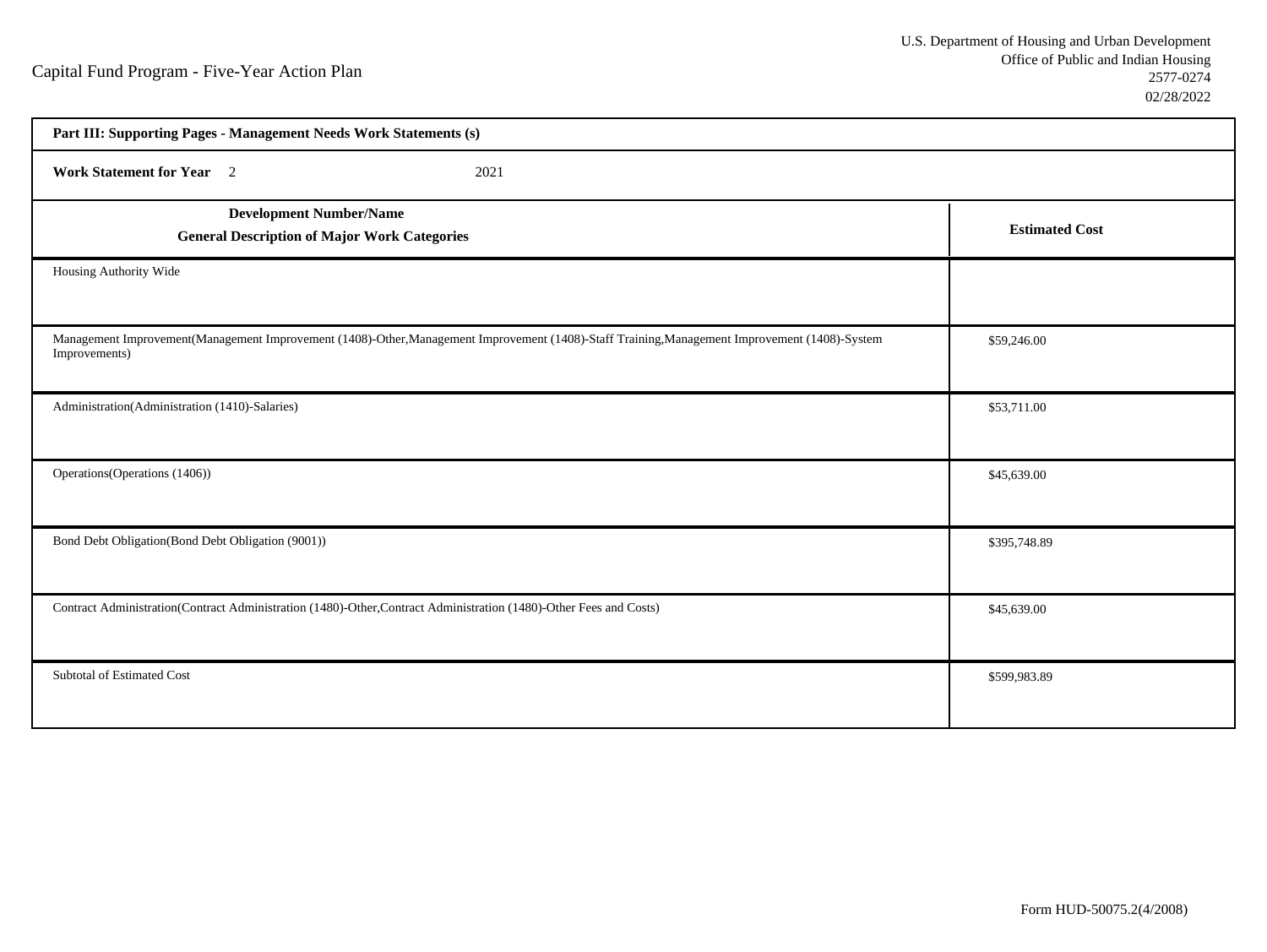Capital Fund Program - Five-Year Action Plan

U.S. Department of Housing and Urban Development
Office of Public and Indian Housing
2577-0274
02/28/2022

**Part III: Supporting Pages - Management Needs Work Statements (s)**

**Work Statement for Year** 2 2021

| **Development Number/Name**<br>**General Description of Major Work Categories** | **Estimated Cost** |
|---|---|
| Housing Authority Wide | |
| Management Improvement(Management Improvement (1408)-Other,Management Improvement (1408)-Staff Training,Management Improvement (1408)-System Improvements) | $59,246.00 |
| Administration(Administration (1410)-Salaries) | $53,711.00 |
| Operations(Operations (1406)) | $45,639.00 |
| Bond Debt Obligation(Bond Debt Obligation (9001)) | $395,748.89 |
| Contract Administration(Contract Administration (1480)-Other,Contract Administration (1480)-Other Fees and Costs) | $45,639.00 |
| Subtotal of Estimated Cost | $599,983.89 |

Form HUD-50075.2(4/2008)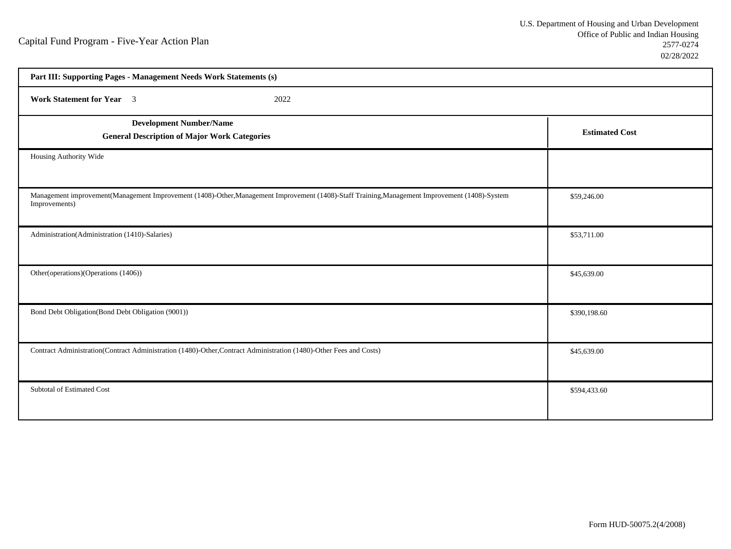Capital Fund Program - Five-Year Action Plan

U.S. Department of Housing and Urban Development
Office of Public and Indian Housing
2577-0274
02/28/2022

**Part III: Supporting Pages - Management Needs Work Statements (s)**

**Work Statement for Year** 3 2022

| **Development Number/Name**<br>**General Description of Major Work Categories** | **Estimated Cost** |
|---|---|
| Housing Authority Wide | |
| Management improvement(Management Improvement (1408)-Other,Management Improvement (1408)-Staff Training,Management Improvement (1408)-System Improvements) | $59,246.00 |
| Administration(Administration (1410)-Salaries) | $53,711.00 |
| Other(operations)(Operations (1406)) | $45,639.00 |
| Bond Debt Obligation(Bond Debt Obligation (9001)) | $390,198.60 |
| Contract Administration(Contract Administration (1480)-Other,Contract Administration (1480)-Other Fees and Costs) | $45,639.00 |
| Subtotal of Estimated Cost | $594,433.60 |

Form HUD-50075.2(4/2008)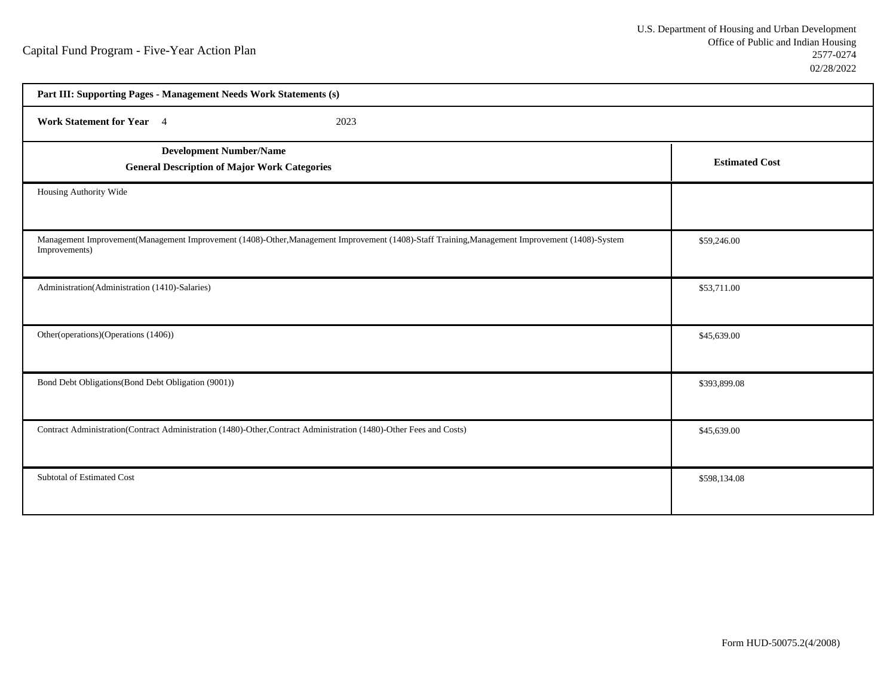Capital Fund Program - Five-Year Action Plan

U.S. Department of Housing and Urban Development
Office of Public and Indian Housing
2577-0274
02/28/2022

| **Part III: Supporting Pages - Management Needs Work Statements (s)** | |
|---|---|
| **Work Statement for Year** 4 2023 | |
| **Development Number/Name** **General Description of Major Work Categories** | **Estimated Cost** |
| Housing Authority Wide | |
| Management Improvement(Management Improvement (1408)-Other,Management Improvement (1408)-Staff Training,Management Improvement (1408)-System Improvements) | $59,246.00 |
| Administration(Administration (1410)-Salaries) | $53,711.00 |
| Other(operations)(Operations (1406)) | $45,639.00 |
| Bond Debt Obligations(Bond Debt Obligation (9001)) | $393,899.08 |
| Contract Administration(Contract Administration (1480)-Other,Contract Administration (1480)-Other Fees and Costs) | $45,639.00 |
| Subtotal of Estimated Cost | $598,134.08 |

Form HUD-50075.2(4/2008)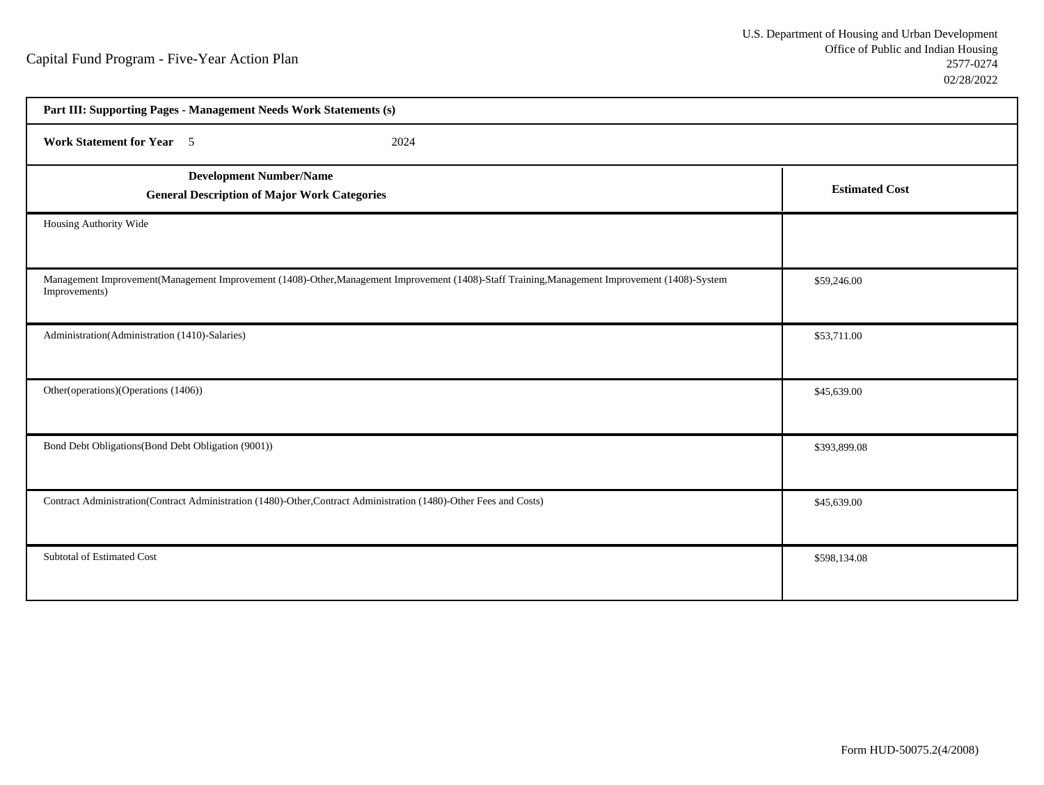Capital Fund Program - Five-Year Action Plan

U.S. Department of Housing and Urban Development
Office of Public and Indian Housing
2577-0274
02/28/2022

| Part III: Supporting Pages - Management Needs Work Statements (s) | |
|---|---|
| **Work Statement for Year** 5 2024 | |
| **Development Number/Name**<br>**General Description of Major Work Categories** | **Estimated Cost** |
| Housing Authority Wide | |
| Management Improvement(Management Improvement (1408)-Other,Management Improvement (1408)-Staff Training,Management Improvement (1408)-System Improvements) | $59,246.00 |
| Administration(Administration (1410)-Salaries) | $53,711.00 |
| Other(operations)(Operations (1406)) | $45,639.00 |
| Bond Debt Obligations(Bond Debt Obligation (9001)) | $393,899.08 |
| Contract Administration(Contract Administration (1480)-Other,Contract Administration (1480)-Other Fees and Costs) | $45,639.00 |
| Subtotal of Estimated Cost | $598,134.08 |

Form HUD-50075.2(4/2008)